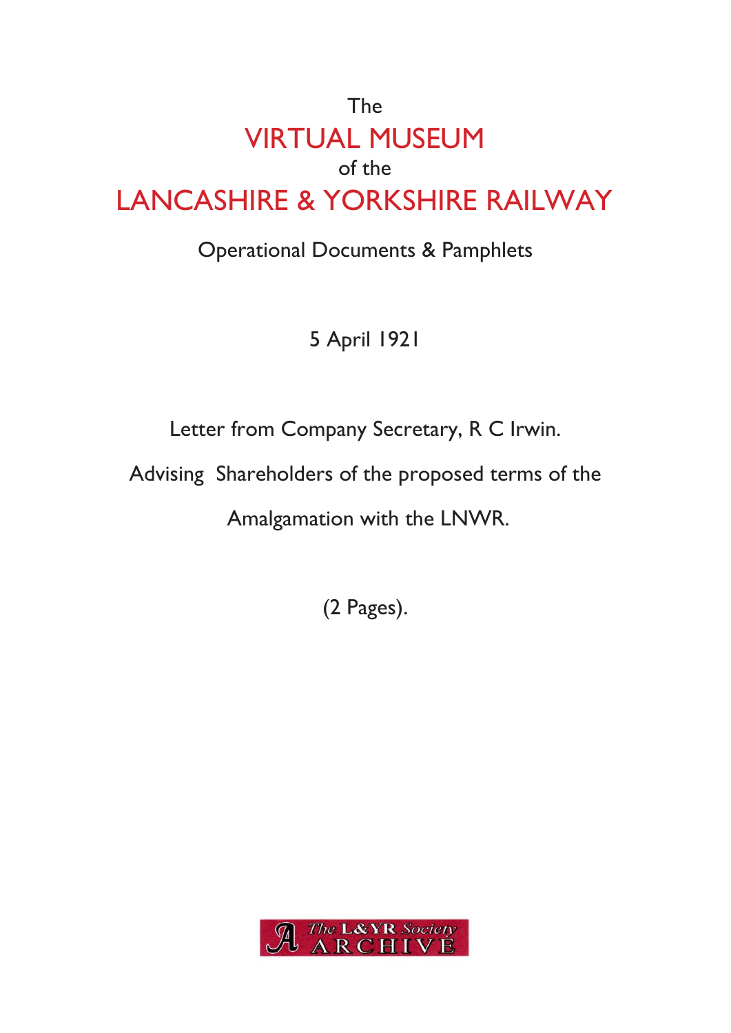The

# VIRTUAL MUSEUM

of the

# LANCASHIRE & YORKSHIRE RAILWAY

Operational Documents & Pamphlets

5 April 1921

Letter from Company Secretary, R C Irwin.

Advising Shareholders of the proposed terms of the

Amalgamation with the LNWR.

(2 Pages).

The L&YR Society ARCHIVE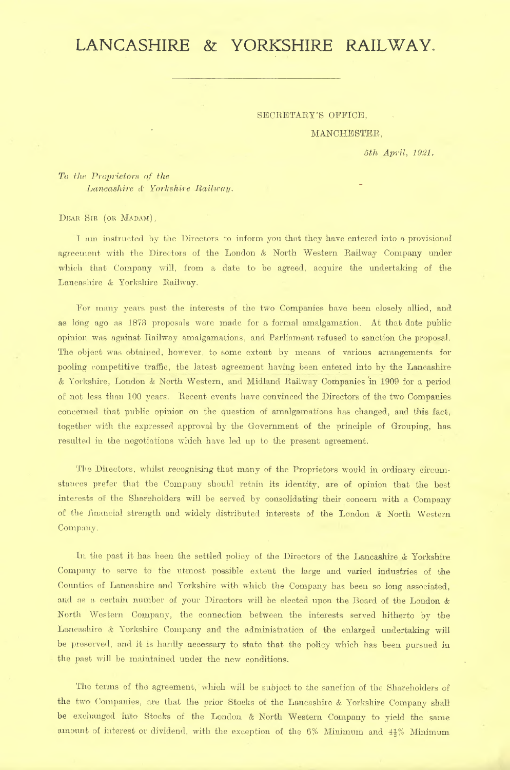# LANCASHIRE & YORKSHIRE RAILWAY.

SECRETARY'S OFFICE,

MANCHESTER,

*5th April, 1921.*

*To the Proprietors of the Lancashire & Yorkshire Railway.*

DEAR SIR (OR MADAM),

I am instructed by the Directors to inform you that they have entered into a provisional agreement with the Directors of the London & North Western Railway Company under which that Company will, from a date to be agreed, acquire the undertaking of the Lancashire & Yorkshire Railway.

For many years past the interests of the two Companies have been closely allied, and as long ago as 1873 proposals were made for a formal amalgamation. At that date public opinion was against Railway amalgamations, and Parliament refused to sanction the proposal. The object was obtained, however, to some extent by means of various arrangements for pooling competitive traffic, the latest agreement having been entered into by the Lancashire & Yorkshire, London & North Western, and Midland Railway Companies in 1909 for a period of not less than 100 years. Recent events have convinced the Directors of the two Companies concerned that public opinion on the question of amalgamations has changed, and this fact, together with the expressed approval by the Government of the principle of Grouping, has resulted in the negotiations which have led up to the present agreement.

The Directors, whilst recognising that many of the Proprietors would in ordinary circumstances prefer that the Company should retain its identity, are of opinion that the best interests of the Shareholders will be served by consolidating their concern with a Company of the financial strength and widely distributed interests of the London & North Western Company.

In the past it has been the settled policy of the Directors of the Lancashire & Yorkshire Company to serve to the utmost possible extent the large and varied industries of the Counties of Lancashire and Yorkshire with which the Company has been so long associated, and as a certain number of your Directors will be elected upon the Board of the London & North Western Company, the connection between the interests served hitherto by the Lancashire & Yorkshire Company and the administration of the enlarged undertaking will be preserved, and it is hardly necessary to state that the policy which has been pursued in the past will be maintained under the new conditions.

The terms of the agreement, which will be subject to the sanction of the Shareholders of the two Companies, are that the prior Stocks of the Lancashire & Yorkshire Company shall be exchanged into Stocks of the London & North Western Company to yield the same amount of interest or dividend, with the exception of the 6% Minimum and 4½% Minimum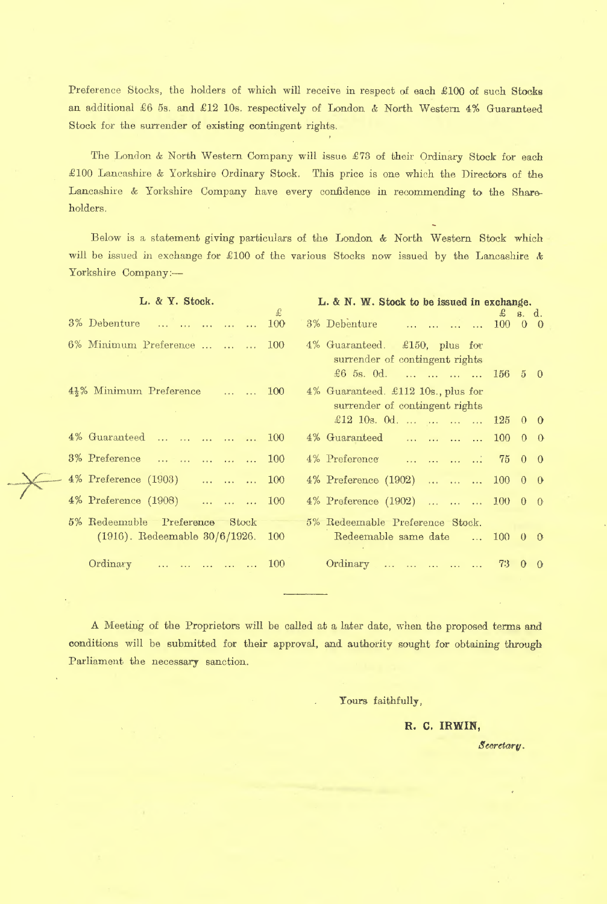Preference Stocks, the holders of which will receive in respect of each £100 of such Stocks an additional £6 5s. and £12 10s. respectively of London & North Western 4% Guaranteed Stock for the surrender of existing contingent rights.

The London & North Western Company will issue £73 of their Ordinary Stock for each £100 Lancashire & Yorkshire Ordinary Stock. This price is one which the Directors of the Lancashire & Yorkshire Company have every confidence in recommending to the Shareholders.

Below is a statement giving particulars of the London & North Western Stock which will be issued in exchange for £100 of the various Stocks now issued by the Lancashire & Yorkshire Company:—

| L. & Y. Stock. | £ | L. & N. W. Stock to be issued in exchange. | £ | s. | d. |
|---|---|---|---|---|---|
| 3% Debenture ... ... ... ... ... | 100 | 3% Debenture ... ... ... ... | 100 | 0 | 0 |
| 6% Minimum Preference ... ... ... | 100 | 4% Guaranteed. £150, plus for surrender of contingent rights £6 5s. 0d. ... ... ... ... | 156 | 5 | 0 |
| 4½% Minimum Preference ... ... | 100 | 4% Guaranteed. £112 10s., plus for surrender of contingent rights £12 10s. 0d. ... ... ... ... | 125 | 0 | 0 |
| 4% Guaranteed ... ... ... ... ... | 100 | 4% Guaranteed ... ... ... ... | 100 | 0 | 0 |
| 3% Preference ... ... ... ... ... | 100 | 4% Preference ... ... ... ... | 75 | 0 | 0 |
| 4% Preference (1903) ... ... ... | 100 | 4% Preference (1902) ... ... ... | 100 | 0 | 0 |
| 4% Preference (1908) ... ... ... | 100 | 4% Preference (1902) ... ... ... | 100 | 0 | 0 |
| 5% Redeemable Preference Stock (1916). Redeemable 30/6/1926. | 100 | 5% Redeemable Preference Stock. Redeemable same date ... | 100 | 0 | 0 |
| Ordinary ... ... ... ... ... | 100 | Ordinary ... ... ... ... ... | 73 | 0 | 0 |

---

A Meeting of the Proprietors will be called at a later date, when the proposed terms and conditions will be submitted for their approval, and authority sought for obtaining through Parliament the necessary sanction.

Yours faithfully,

**R. C. IRWIN,**

*Secretary.*